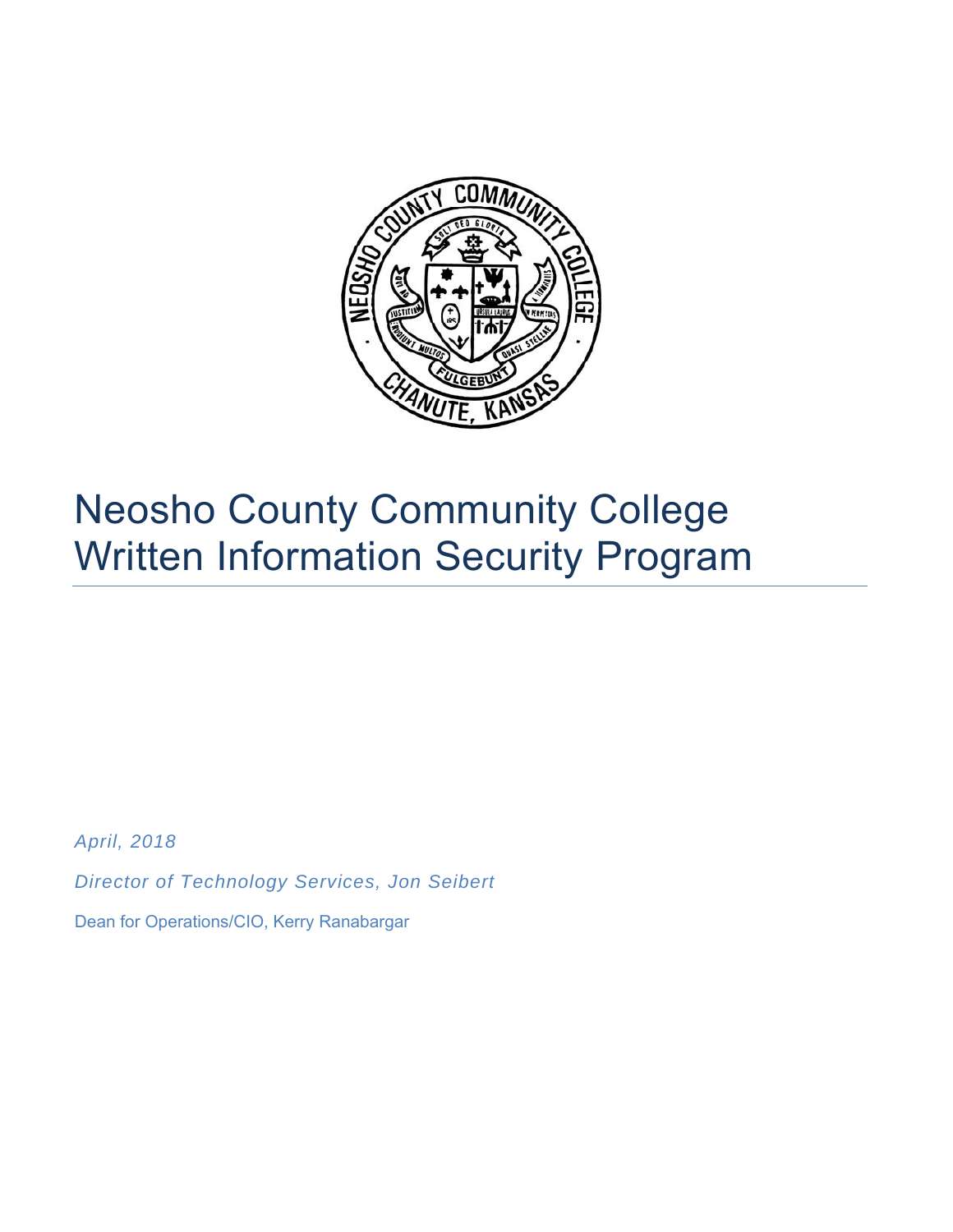# Neosho County Community College Written Information Security Program

*April, 2018*

*Director of Technology Services, Jon Seibert*

Dean for Operations/CIO, Kerry Ranabargar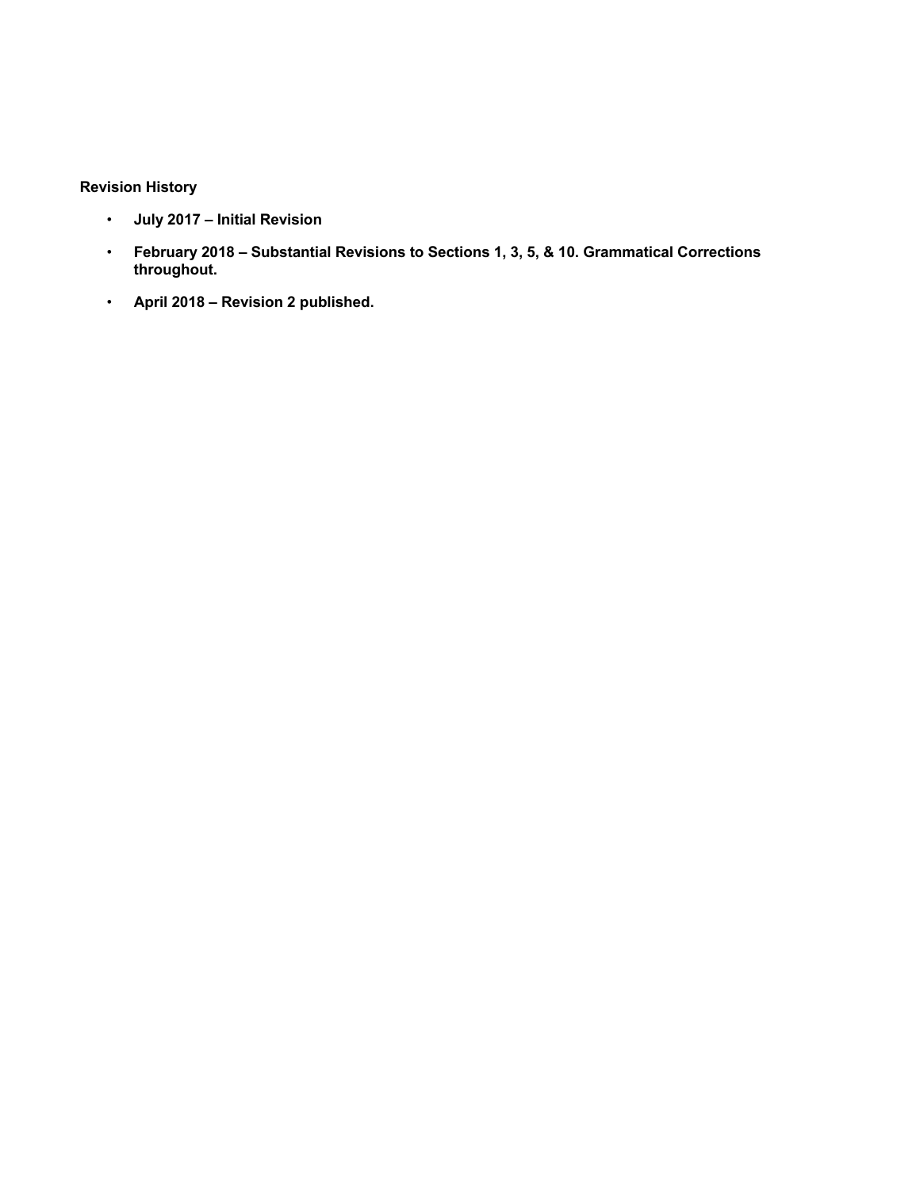**Revision History**

- **July 2017 – Initial Revision**
- **February 2018 – Substantial Revisions to Sections 1, 3, 5, & 10. Grammatical Corrections throughout.**
- **April 2018 – Revision 2 published.**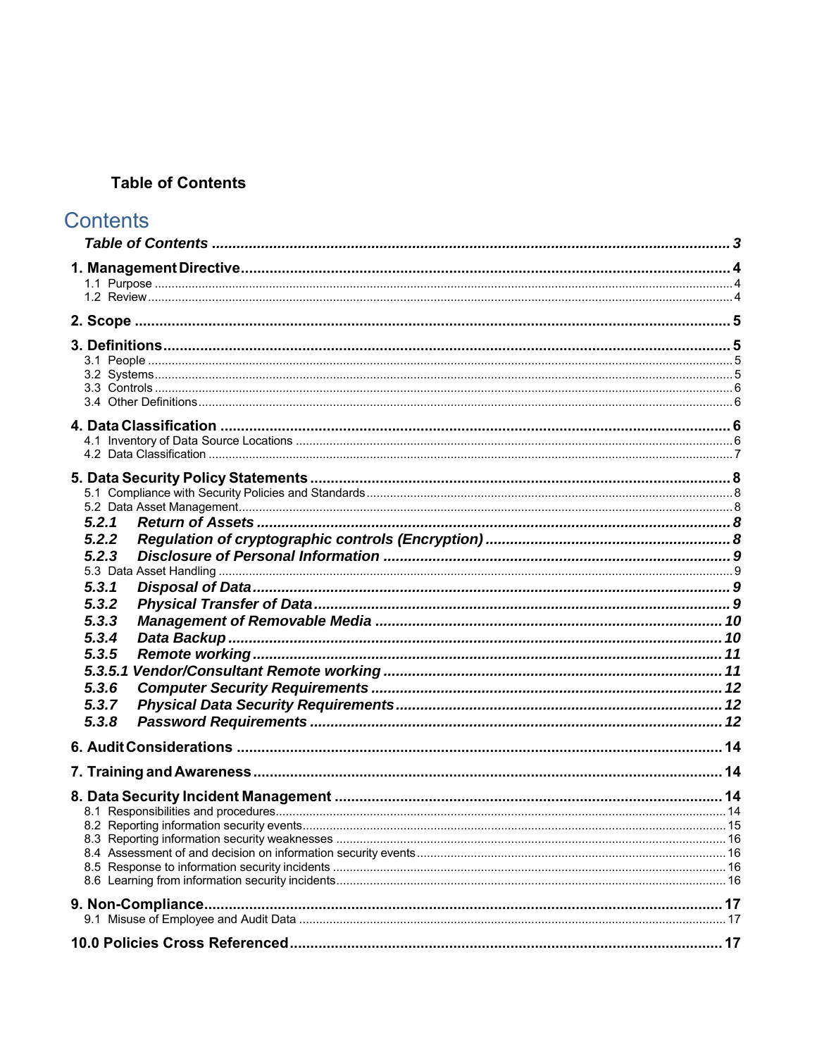**Table of Contents**

## Contents

*Table of Contents* ..... 3

**1. Management Directive** ..... 4
- 1.1 Purpose ..... 4
- 1.2 Review ..... 4

**2. Scope** ..... 5

**3. Definitions** ..... 5
- 3.1 People ..... 5
- 3.2 Systems ..... 5
- 3.3 Controls ..... 6
- 3.4 Other Definitions ..... 6

**4. Data Classification** ..... 6
- 4.1 Inventory of Data Source Locations ..... 6
- 4.2 Data Classification ..... 7

**5. Data Security Policy Statements** ..... 8
- 5.1 Compliance with Security Policies and Standards ..... 8
- 5.2 Data Asset Management ..... 8
  - ***5.2.1 Return of Assets*** ..... 8
  - ***5.2.2 Regulation of cryptographic controls (Encryption)*** ..... 8
  - ***5.2.3 Disclosure of Personal Information*** ..... 9
- 5.3 Data Asset Handling ..... 9
  - ***5.3.1 Disposal of Data*** ..... 9
  - ***5.3.2 Physical Transfer of Data*** ..... 9
  - ***5.3.3 Management of Removable Media*** ..... 10
  - ***5.3.4 Data Backup*** ..... 10
  - ***5.3.5 Remote working*** ..... 11
  - ***5.3.5.1 Vendor/Consultant Remote working*** ..... 11
  - ***5.3.6 Computer Security Requirements*** ..... 12
  - ***5.3.7 Physical Data Security Requirements*** ..... 12
  - ***5.3.8 Password Requirements*** ..... 12

**6. Audit Considerations** ..... 14

**7. Training and Awareness** ..... 14

**8. Data Security Incident Management** ..... 14
- 8.1 Responsibilities and procedures ..... 14
- 8.2 Reporting information security events ..... 15
- 8.3 Reporting information security weaknesses ..... 16
- 8.4 Assessment of and decision on information security events ..... 16
- 8.5 Response to information security incidents ..... 16
- 8.6 Learning from information security incidents ..... 16

**9. Non-Compliance** ..... 17
- 9.1 Misuse of Employee and Audit Data ..... 17

**10.0 Policies Cross Referenced** ..... 17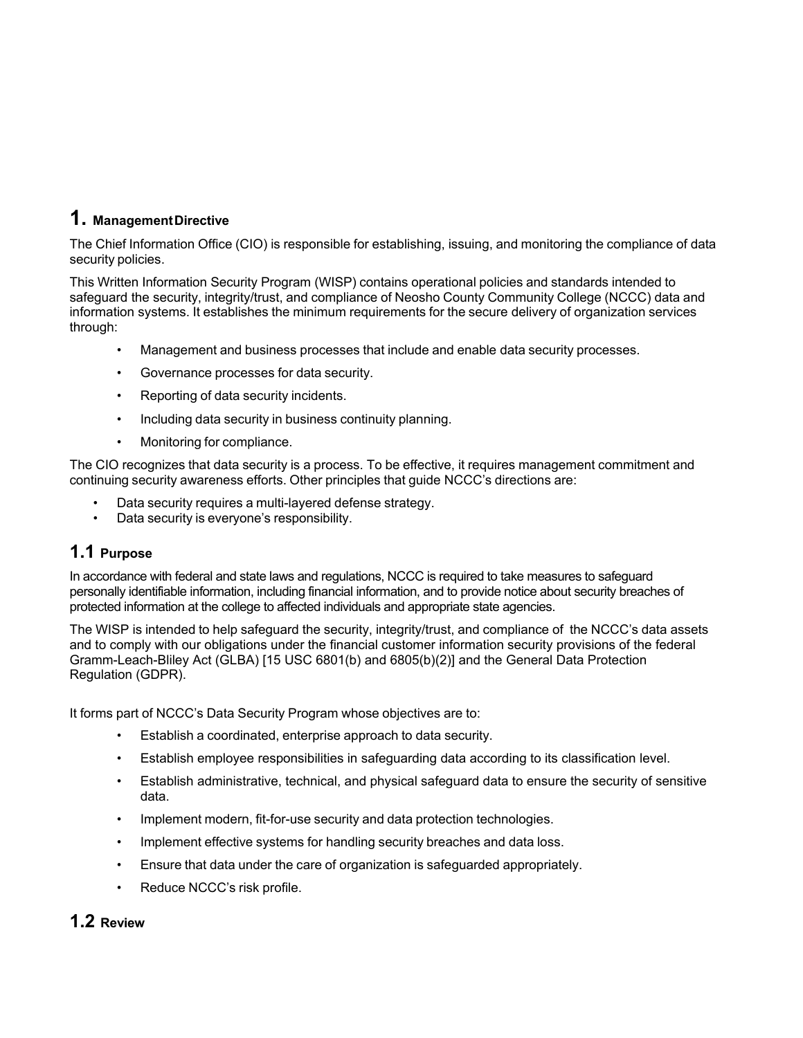## 1. Management Directive

The Chief Information Office (CIO) is responsible for establishing, issuing, and monitoring the compliance of data security policies.

This Written Information Security Program (WISP) contains operational policies and standards intended to safeguard the security, integrity/trust, and compliance of Neosho County Community College (NCCC) data and information systems. It establishes the minimum requirements for the secure delivery of organization services through:

- Management and business processes that include and enable data security processes.
- Governance processes for data security.
- Reporting of data security incidents.
- Including data security in business continuity planning.
- Monitoring for compliance.

The CIO recognizes that data security is a process. To be effective, it requires management commitment and continuing security awareness efforts. Other principles that guide NCCC's directions are:

- Data security requires a multi-layered defense strategy.
- Data security is everyone's responsibility.

## 1.1 Purpose

In accordance with federal and state laws and regulations, NCCC is required to take measures to safeguard personally identifiable information, including financial information, and to provide notice about security breaches of protected information at the college to affected individuals and appropriate state agencies.

The WISP is intended to help safeguard the security, integrity/trust, and compliance of the NCCC's data assets and to comply with our obligations under the financial customer information security provisions of the federal Gramm-Leach-Bliley Act (GLBA) [15 USC 6801(b) and 6805(b)(2)] and the General Data Protection Regulation (GDPR).

It forms part of NCCC's Data Security Program whose objectives are to:

- Establish a coordinated, enterprise approach to data security.
- Establish employee responsibilities in safeguarding data according to its classification level.
- Establish administrative, technical, and physical safeguard data to ensure the security of sensitive data.
- Implement modern, fit-for-use security and data protection technologies.
- Implement effective systems for handling security breaches and data loss.
- Ensure that data under the care of organization is safeguarded appropriately.
- Reduce NCCC's risk profile.

## 1.2 Review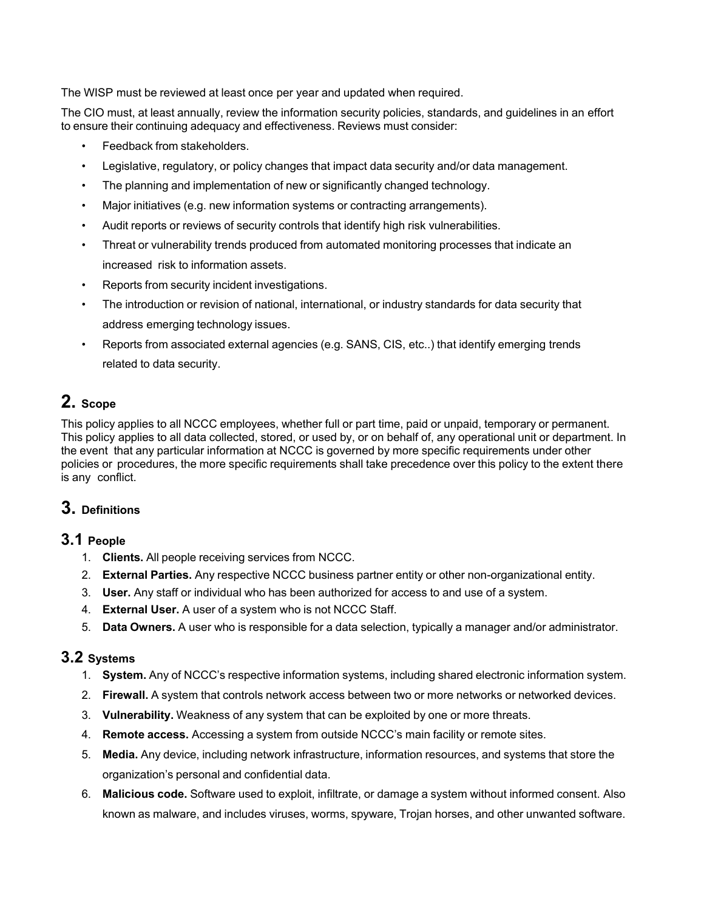The WISP must be reviewed at least once per year and updated when required.

The CIO must, at least annually, review the information security policies, standards, and guidelines in an effort to ensure their continuing adequacy and effectiveness. Reviews must consider:

- Feedback from stakeholders.
- Legislative, regulatory, or policy changes that impact data security and/or data management.
- The planning and implementation of new or significantly changed technology.
- Major initiatives (e.g. new information systems or contracting arrangements).
- Audit reports or reviews of security controls that identify high risk vulnerabilities.
- Threat or vulnerability trends produced from automated monitoring processes that indicate an increased risk to information assets.
- Reports from security incident investigations.
- The introduction or revision of national, international, or industry standards for data security that address emerging technology issues.
- Reports from associated external agencies (e.g. SANS, CIS, etc..) that identify emerging trends related to data security.

## 2. Scope

This policy applies to all NCCC employees, whether full or part time, paid or unpaid, temporary or permanent. This policy applies to all data collected, stored, or used by, or on behalf of, any operational unit or department. In the event that any particular information at NCCC is governed by more specific requirements under other policies or procedures, the more specific requirements shall take precedence over this policy to the extent there is any conflict.

## 3. Definitions

### 3.1 People

1. **Clients.** All people receiving services from NCCC.
2. **External Parties.** Any respective NCCC business partner entity or other non-organizational entity.
3. **User.** Any staff or individual who has been authorized for access to and use of a system.
4. **External User.** A user of a system who is not NCCC Staff.
5. **Data Owners.** A user who is responsible for a data selection, typically a manager and/or administrator.

### 3.2 Systems

1. **System.** Any of NCCC's respective information systems, including shared electronic information system.
2. **Firewall.** A system that controls network access between two or more networks or networked devices.
3. **Vulnerability.** Weakness of any system that can be exploited by one or more threats.
4. **Remote access.** Accessing a system from outside NCCC's main facility or remote sites.
5. **Media.** Any device, including network infrastructure, information resources, and systems that store the organization's personal and confidential data.
6. **Malicious code.** Software used to exploit, infiltrate, or damage a system without informed consent. Also known as malware, and includes viruses, worms, spyware, Trojan horses, and other unwanted software.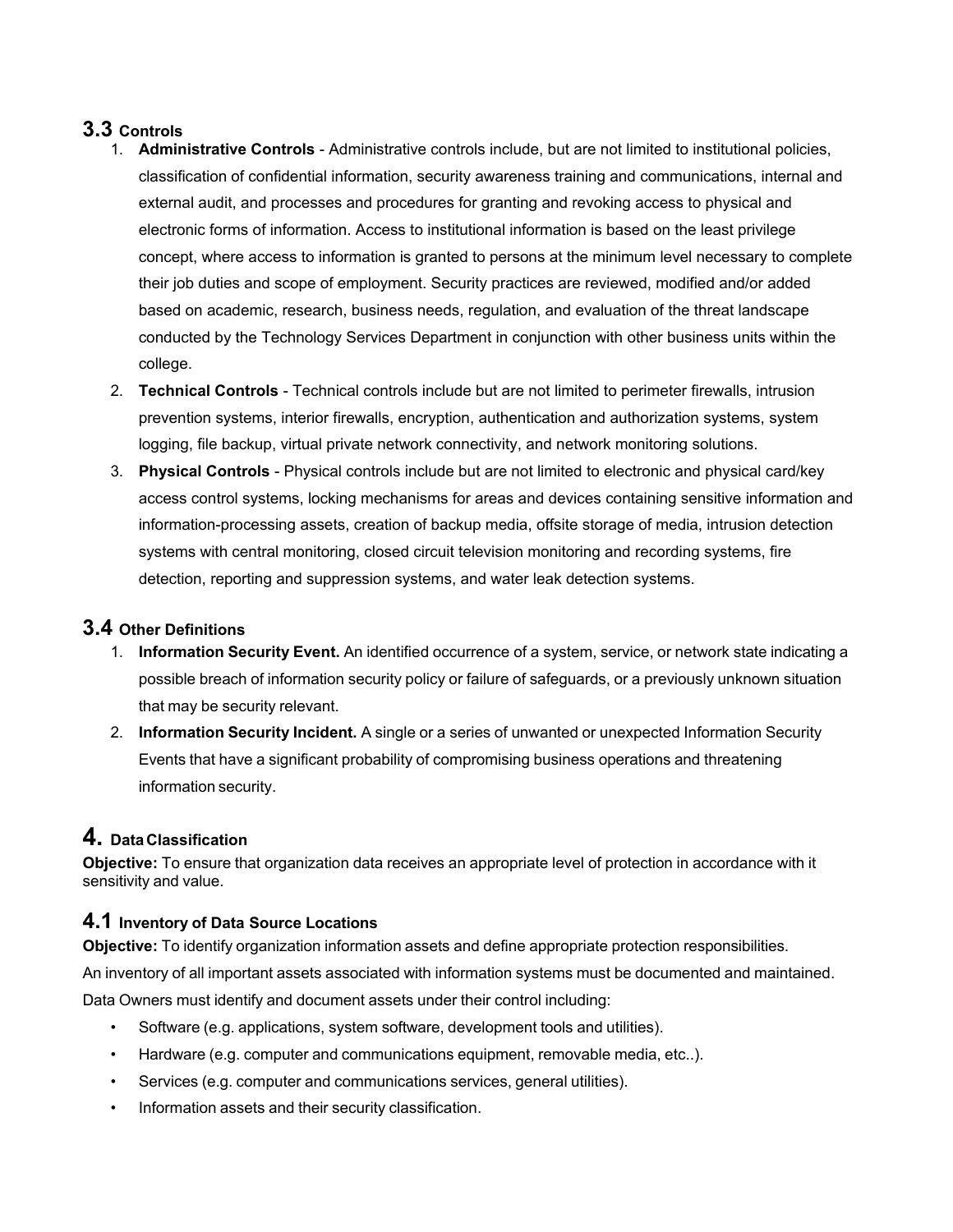## 3.3 Controls

1. **Administrative Controls** - Administrative controls include, but are not limited to institutional policies, classification of confidential information, security awareness training and communications, internal and external audit, and processes and procedures for granting and revoking access to physical and electronic forms of information. Access to institutional information is based on the least privilege concept, where access to information is granted to persons at the minimum level necessary to complete their job duties and scope of employment. Security practices are reviewed, modified and/or added based on academic, research, business needs, regulation, and evaluation of the threat landscape conducted by the Technology Services Department in conjunction with other business units within the college.
2. **Technical Controls** - Technical controls include but are not limited to perimeter firewalls, intrusion prevention systems, interior firewalls, encryption, authentication and authorization systems, system logging, file backup, virtual private network connectivity, and network monitoring solutions.
3. **Physical Controls** - Physical controls include but are not limited to electronic and physical card/key access control systems, locking mechanisms for areas and devices containing sensitive information and information-processing assets, creation of backup media, offsite storage of media, intrusion detection systems with central monitoring, closed circuit television monitoring and recording systems, fire detection, reporting and suppression systems, and water leak detection systems.

## 3.4 Other Definitions

1. **Information Security Event.** An identified occurrence of a system, service, or network state indicating a possible breach of information security policy or failure of safeguards, or a previously unknown situation that may be security relevant.
2. **Information Security Incident.** A single or a series of unwanted or unexpected Information Security Events that have a significant probability of compromising business operations and threatening information security.

# 4. Data Classification

**Objective:** To ensure that organization data receives an appropriate level of protection in accordance with it sensitivity and value.

## 4.1 Inventory of Data Source Locations

**Objective:** To identify organization information assets and define appropriate protection responsibilities.

An inventory of all important assets associated with information systems must be documented and maintained.

Data Owners must identify and document assets under their control including:

- Software (e.g. applications, system software, development tools and utilities).
- Hardware (e.g. computer and communications equipment, removable media, etc..).
- Services (e.g. computer and communications services, general utilities).
- Information assets and their security classification.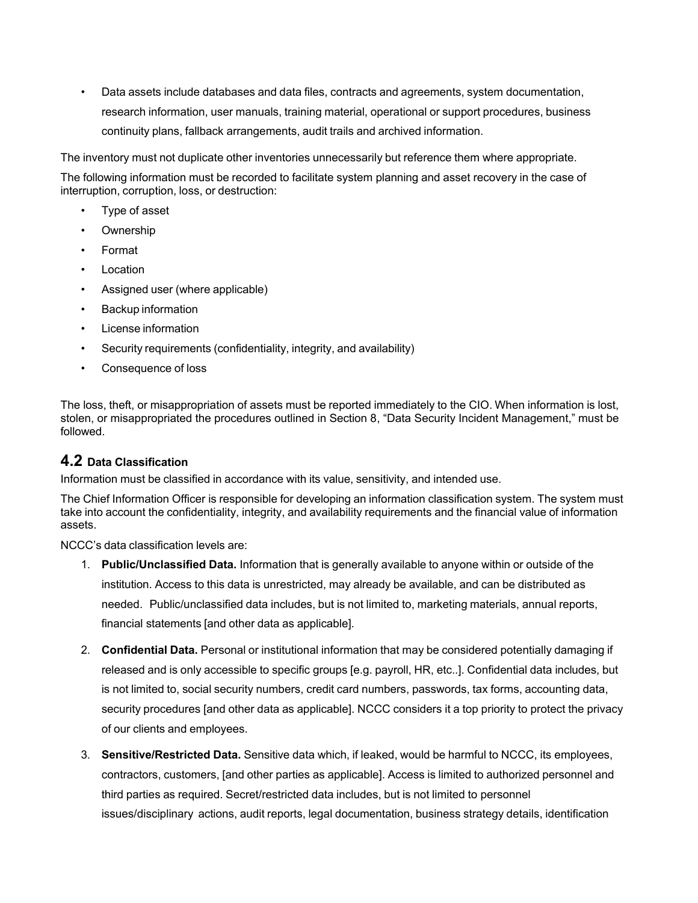- Data assets include databases and data files, contracts and agreements, system documentation, research information, user manuals, training material, operational or support procedures, business continuity plans, fallback arrangements, audit trails and archived information.

The inventory must not duplicate other inventories unnecessarily but reference them where appropriate.

The following information must be recorded to facilitate system planning and asset recovery in the case of interruption, corruption, loss, or destruction:

- Type of asset
- Ownership
- Format
- Location
- Assigned user (where applicable)
- Backup information
- License information
- Security requirements (confidentiality, integrity, and availability)
- Consequence of loss

The loss, theft, or misappropriation of assets must be reported immediately to the CIO. When information is lost, stolen, or misappropriated the procedures outlined in Section 8, "Data Security Incident Management," must be followed.

## 4.2 Data Classification

Information must be classified in accordance with its value, sensitivity, and intended use.

The Chief Information Officer is responsible for developing an information classification system. The system must take into account the confidentiality, integrity, and availability requirements and the financial value of information assets.

NCCC's data classification levels are:

1. **Public/Unclassified Data.** Information that is generally available to anyone within or outside of the institution. Access to this data is unrestricted, may already be available, and can be distributed as needed. Public/unclassified data includes, but is not limited to, marketing materials, annual reports, financial statements [and other data as applicable].

2. **Confidential Data.** Personal or institutional information that may be considered potentially damaging if released and is only accessible to specific groups [e.g. payroll, HR, etc..]. Confidential data includes, but is not limited to, social security numbers, credit card numbers, passwords, tax forms, accounting data, security procedures [and other data as applicable]. NCCC considers it a top priority to protect the privacy of our clients and employees.

3. **Sensitive/Restricted Data.** Sensitive data which, if leaked, would be harmful to NCCC, its employees, contractors, customers, [and other parties as applicable]. Access is limited to authorized personnel and third parties as required. Secret/restricted data includes, but is not limited to personnel issues/disciplinary actions, audit reports, legal documentation, business strategy details, identification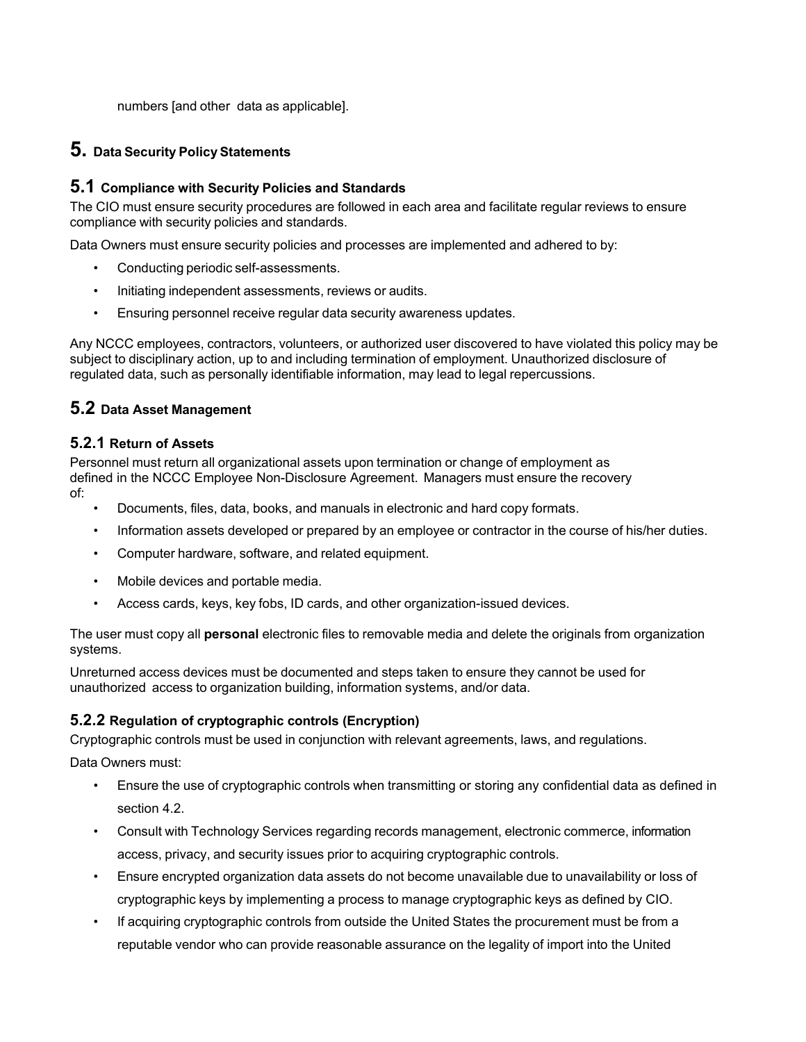numbers [and other data as applicable].

# 5. Data Security Policy Statements

## 5.1 Compliance with Security Policies and Standards

The CIO must ensure security procedures are followed in each area and facilitate regular reviews to ensure compliance with security policies and standards.

Data Owners must ensure security policies and processes are implemented and adhered to by:

- Conducting periodic self-assessments.
- Initiating independent assessments, reviews or audits.
- Ensuring personnel receive regular data security awareness updates.

Any NCCC employees, contractors, volunteers, or authorized user discovered to have violated this policy may be subject to disciplinary action, up to and including termination of employment. Unauthorized disclosure of regulated data, such as personally identifiable information, may lead to legal repercussions.

## 5.2 Data Asset Management

### 5.2.1 Return of Assets

Personnel must return all organizational assets upon termination or change of employment as defined in the NCCC Employee Non-Disclosure Agreement. Managers must ensure the recovery of:

- Documents, files, data, books, and manuals in electronic and hard copy formats.
- Information assets developed or prepared by an employee or contractor in the course of his/her duties.
- Computer hardware, software, and related equipment.
- Mobile devices and portable media.
- Access cards, keys, key fobs, ID cards, and other organization-issued devices.

The user must copy all **personal** electronic files to removable media and delete the originals from organization systems.

Unreturned access devices must be documented and steps taken to ensure they cannot be used for unauthorized access to organization building, information systems, and/or data.

### 5.2.2 Regulation of cryptographic controls (Encryption)

Cryptographic controls must be used in conjunction with relevant agreements, laws, and regulations.

Data Owners must:

- Ensure the use of cryptographic controls when transmitting or storing any confidential data as defined in section 4.2.
- Consult with Technology Services regarding records management, electronic commerce, information access, privacy, and security issues prior to acquiring cryptographic controls.
- Ensure encrypted organization data assets do not become unavailable due to unavailability or loss of cryptographic keys by implementing a process to manage cryptographic keys as defined by CIO.
- If acquiring cryptographic controls from outside the United States the procurement must be from a reputable vendor who can provide reasonable assurance on the legality of import into the United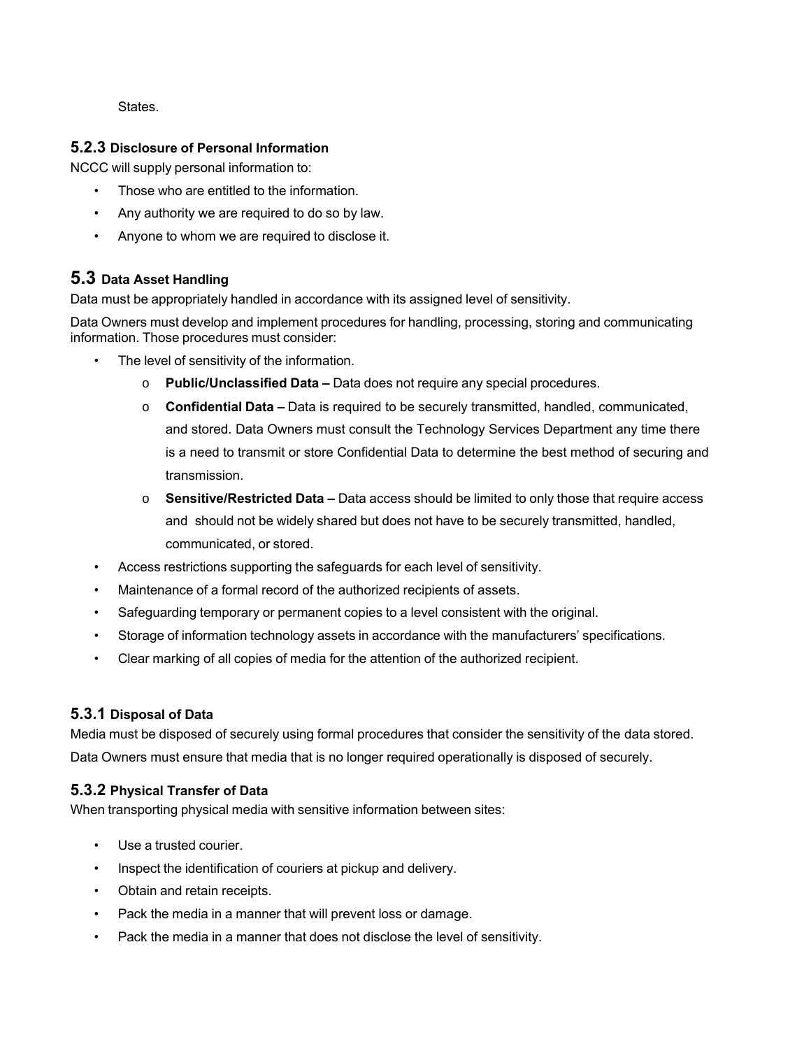States.

### 5.2.3 Disclosure of Personal Information

NCCC will supply personal information to:

- Those who are entitled to the information.
- Any authority we are required to do so by law.
- Anyone to whom we are required to disclose it.

## 5.3 Data Asset Handling

Data must be appropriately handled in accordance with its assigned level of sensitivity.

Data Owners must develop and implement procedures for handling, processing, storing and communicating information. Those procedures must consider:

- The level of sensitivity of the information.
  - **Public/Unclassified Data –** Data does not require any special procedures.
  - **Confidential Data –** Data is required to be securely transmitted, handled, communicated, and stored. Data Owners must consult the Technology Services Department any time there is a need to transmit or store Confidential Data to determine the best method of securing and transmission.
  - **Sensitive/Restricted Data –** Data access should be limited to only those that require access and should not be widely shared but does not have to be securely transmitted, handled, communicated, or stored.
- Access restrictions supporting the safeguards for each level of sensitivity.
- Maintenance of a formal record of the authorized recipients of assets.
- Safeguarding temporary or permanent copies to a level consistent with the original.
- Storage of information technology assets in accordance with the manufacturers' specifications.
- Clear marking of all copies of media for the attention of the authorized recipient.

### 5.3.1 Disposal of Data

Media must be disposed of securely using formal procedures that consider the sensitivity of the data stored.

Data Owners must ensure that media that is no longer required operationally is disposed of securely.

### 5.3.2 Physical Transfer of Data

When transporting physical media with sensitive information between sites:

- Use a trusted courier.
- Inspect the identification of couriers at pickup and delivery.
- Obtain and retain receipts.
- Pack the media in a manner that will prevent loss or damage.
- Pack the media in a manner that does not disclose the level of sensitivity.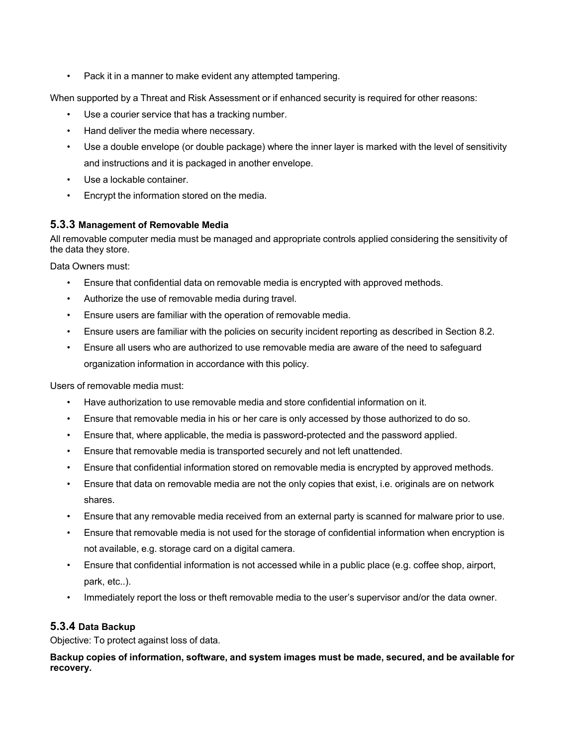- Pack it in a manner to make evident any attempted tampering.

When supported by a Threat and Risk Assessment or if enhanced security is required for other reasons:

- Use a courier service that has a tracking number.
- Hand deliver the media where necessary.
- Use a double envelope (or double package) where the inner layer is marked with the level of sensitivity and instructions and it is packaged in another envelope.
- Use a lockable container.
- Encrypt the information stored on the media.

### 5.3.3 Management of Removable Media

All removable computer media must be managed and appropriate controls applied considering the sensitivity of the data they store.

Data Owners must:

- Ensure that confidential data on removable media is encrypted with approved methods.
- Authorize the use of removable media during travel.
- Ensure users are familiar with the operation of removable media.
- Ensure users are familiar with the policies on security incident reporting as described in Section 8.2.
- Ensure all users who are authorized to use removable media are aware of the need to safeguard organization information in accordance with this policy.

Users of removable media must:

- Have authorization to use removable media and store confidential information on it.
- Ensure that removable media in his or her care is only accessed by those authorized to do so.
- Ensure that, where applicable, the media is password-protected and the password applied.
- Ensure that removable media is transported securely and not left unattended.
- Ensure that confidential information stored on removable media is encrypted by approved methods.
- Ensure that data on removable media are not the only copies that exist, i.e. originals are on network shares.
- Ensure that any removable media received from an external party is scanned for malware prior to use.
- Ensure that removable media is not used for the storage of confidential information when encryption is not available, e.g. storage card on a digital camera.
- Ensure that confidential information is not accessed while in a public place (e.g. coffee shop, airport, park, etc..).
- Immediately report the loss or theft removable media to the user's supervisor and/or the data owner.

### 5.3.4 Data Backup

Objective: To protect against loss of data.

**Backup copies of information, software, and system images must be made, secured, and be available for recovery.**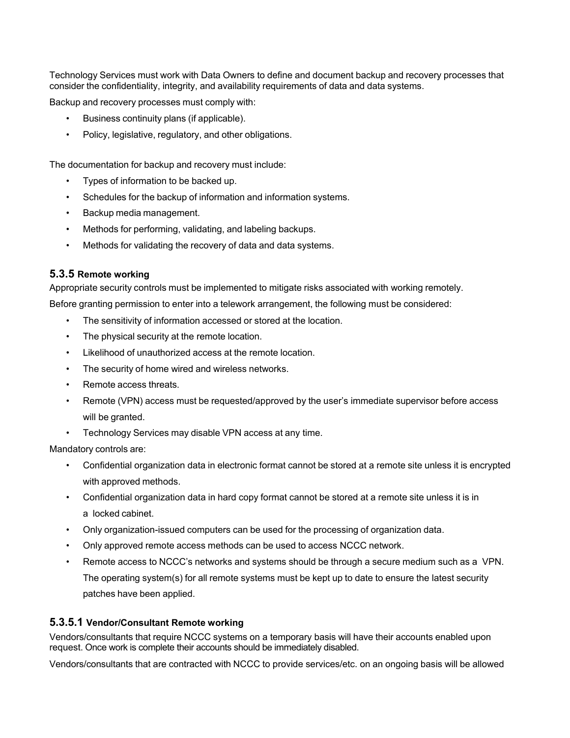Technology Services must work with Data Owners to define and document backup and recovery processes that consider the confidentiality, integrity, and availability requirements of data and data systems.

Backup and recovery processes must comply with:

- Business continuity plans (if applicable).
- Policy, legislative, regulatory, and other obligations.

The documentation for backup and recovery must include:

- Types of information to be backed up.
- Schedules for the backup of information and information systems.
- Backup media management.
- Methods for performing, validating, and labeling backups.
- Methods for validating the recovery of data and data systems.

### 5.3.5 Remote working

Appropriate security controls must be implemented to mitigate risks associated with working remotely.

Before granting permission to enter into a telework arrangement, the following must be considered:

- The sensitivity of information accessed or stored at the location.
- The physical security at the remote location.
- Likelihood of unauthorized access at the remote location.
- The security of home wired and wireless networks.
- Remote access threats.
- Remote (VPN) access must be requested/approved by the user's immediate supervisor before access will be granted.
- Technology Services may disable VPN access at any time.

Mandatory controls are:

- Confidential organization data in electronic format cannot be stored at a remote site unless it is encrypted with approved methods.
- Confidential organization data in hard copy format cannot be stored at a remote site unless it is in a locked cabinet.
- Only organization-issued computers can be used for the processing of organization data.
- Only approved remote access methods can be used to access NCCC network.
- Remote access to NCCC's networks and systems should be through a secure medium such as a VPN. The operating system(s) for all remote systems must be kept up to date to ensure the latest security patches have been applied.

#### 5.3.5.1 Vendor/Consultant Remote working

Vendors/consultants that require NCCC systems on a temporary basis will have their accounts enabled upon request. Once work is complete their accounts should be immediately disabled.

Vendors/consultants that are contracted with NCCC to provide services/etc. on an ongoing basis will be allowed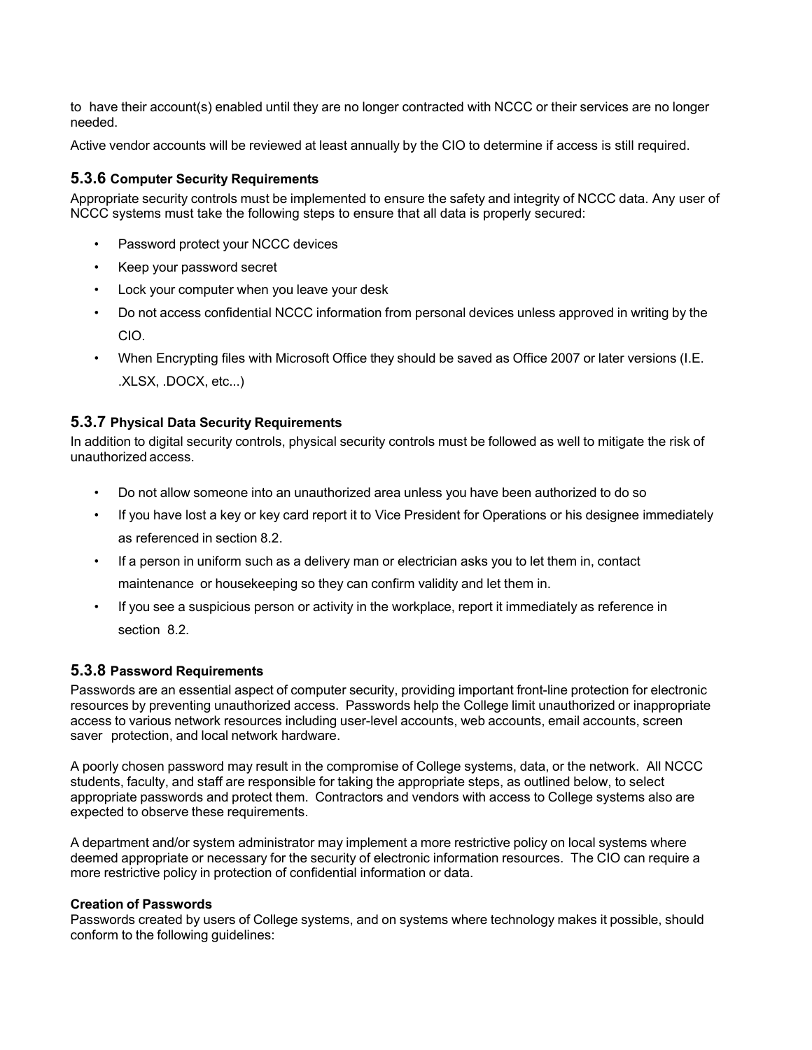to have their account(s) enabled until they are no longer contracted with NCCC or their services are no longer needed.

Active vendor accounts will be reviewed at least annually by the CIO to determine if access is still required.

### 5.3.6 Computer Security Requirements

Appropriate security controls must be implemented to ensure the safety and integrity of NCCC data. Any user of NCCC systems must take the following steps to ensure that all data is properly secured:

- Password protect your NCCC devices
- Keep your password secret
- Lock your computer when you leave your desk
- Do not access confidential NCCC information from personal devices unless approved in writing by the CIO.
- When Encrypting files with Microsoft Office they should be saved as Office 2007 or later versions (I.E. .XLSX, .DOCX, etc...)

### 5.3.7 Physical Data Security Requirements

In addition to digital security controls, physical security controls must be followed as well to mitigate the risk of unauthorized access.

- Do not allow someone into an unauthorized area unless you have been authorized to do so
- If you have lost a key or key card report it to Vice President for Operations or his designee immediately as referenced in section 8.2.
- If a person in uniform such as a delivery man or electrician asks you to let them in, contact maintenance or housekeeping so they can confirm validity and let them in.
- If you see a suspicious person or activity in the workplace, report it immediately as reference in section 8.2.

### 5.3.8 Password Requirements

Passwords are an essential aspect of computer security, providing important front-line protection for electronic resources by preventing unauthorized access. Passwords help the College limit unauthorized or inappropriate access to various network resources including user-level accounts, web accounts, email accounts, screen saver protection, and local network hardware.

A poorly chosen password may result in the compromise of College systems, data, or the network. All NCCC students, faculty, and staff are responsible for taking the appropriate steps, as outlined below, to select appropriate passwords and protect them. Contractors and vendors with access to College systems also are expected to observe these requirements.

A department and/or system administrator may implement a more restrictive policy on local systems where deemed appropriate or necessary for the security of electronic information resources. The CIO can require a more restrictive policy in protection of confidential information or data.

**Creation of Passwords**

Passwords created by users of College systems, and on systems where technology makes it possible, should conform to the following guidelines: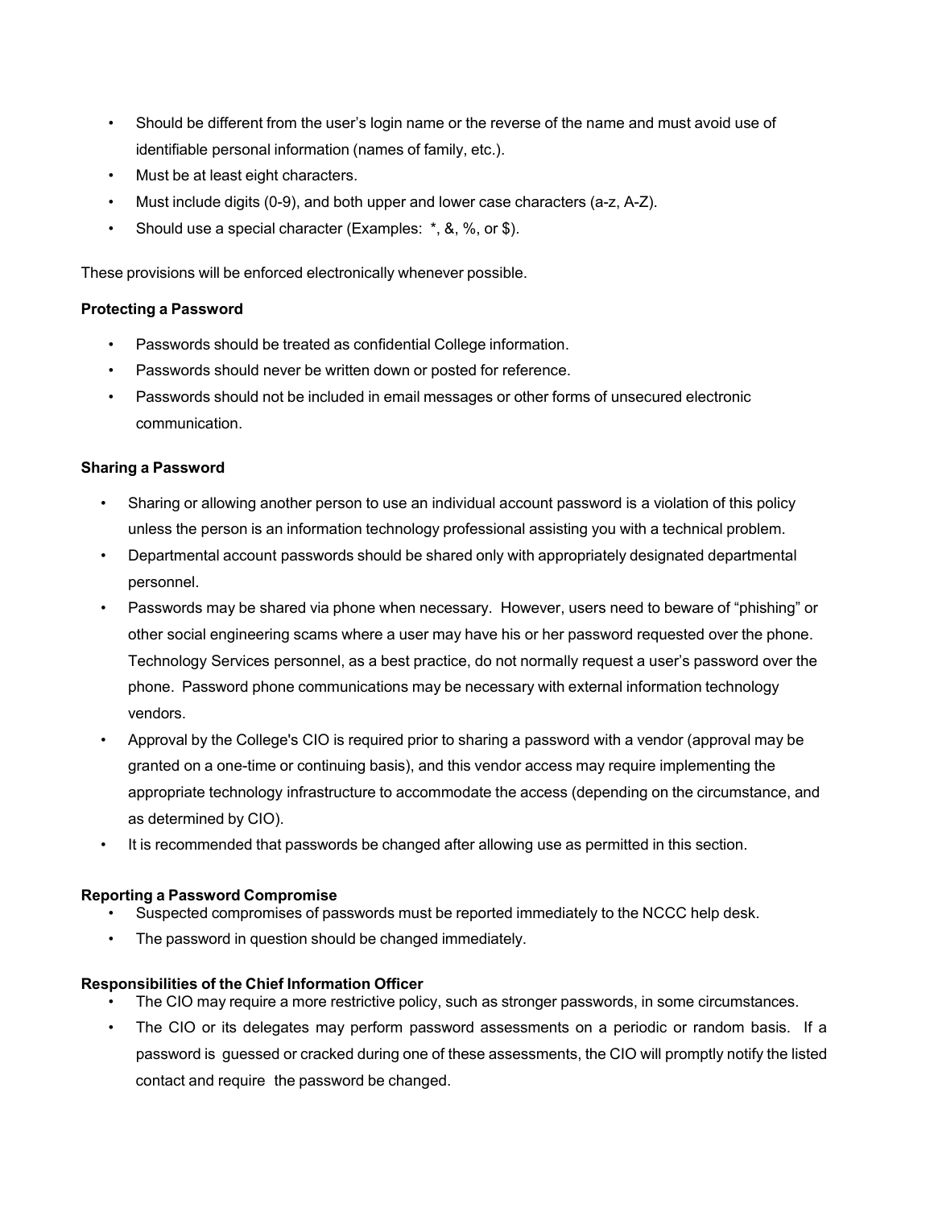- Should be different from the user's login name or the reverse of the name and must avoid use of identifiable personal information (names of family, etc.).
- Must be at least eight characters.
- Must include digits (0-9), and both upper and lower case characters (a-z, A-Z).
- Should use a special character (Examples: *, &, %, or $).

These provisions will be enforced electronically whenever possible.

**Protecting a Password**

- Passwords should be treated as confidential College information.
- Passwords should never be written down or posted for reference.
- Passwords should not be included in email messages or other forms of unsecured electronic communication.

**Sharing a Password**

- Sharing or allowing another person to use an individual account password is a violation of this policy unless the person is an information technology professional assisting you with a technical problem.
- Departmental account passwords should be shared only with appropriately designated departmental personnel.
- Passwords may be shared via phone when necessary. However, users need to beware of "phishing" or other social engineering scams where a user may have his or her password requested over the phone. Technology Services personnel, as a best practice, do not normally request a user's password over the phone. Password phone communications may be necessary with external information technology vendors.
- Approval by the College's CIO is required prior to sharing a password with a vendor (approval may be granted on a one-time or continuing basis), and this vendor access may require implementing the appropriate technology infrastructure to accommodate the access (depending on the circumstance, and as determined by CIO).
- It is recommended that passwords be changed after allowing use as permitted in this section.

**Reporting a Password Compromise**

- Suspected compromises of passwords must be reported immediately to the NCCC help desk.
- The password in question should be changed immediately.

**Responsibilities of the Chief Information Officer**

- The CIO may require a more restrictive policy, such as stronger passwords, in some circumstances.
- The CIO or its delegates may perform password assessments on a periodic or random basis. If a password is guessed or cracked during one of these assessments, the CIO will promptly notify the listed contact and require the password be changed.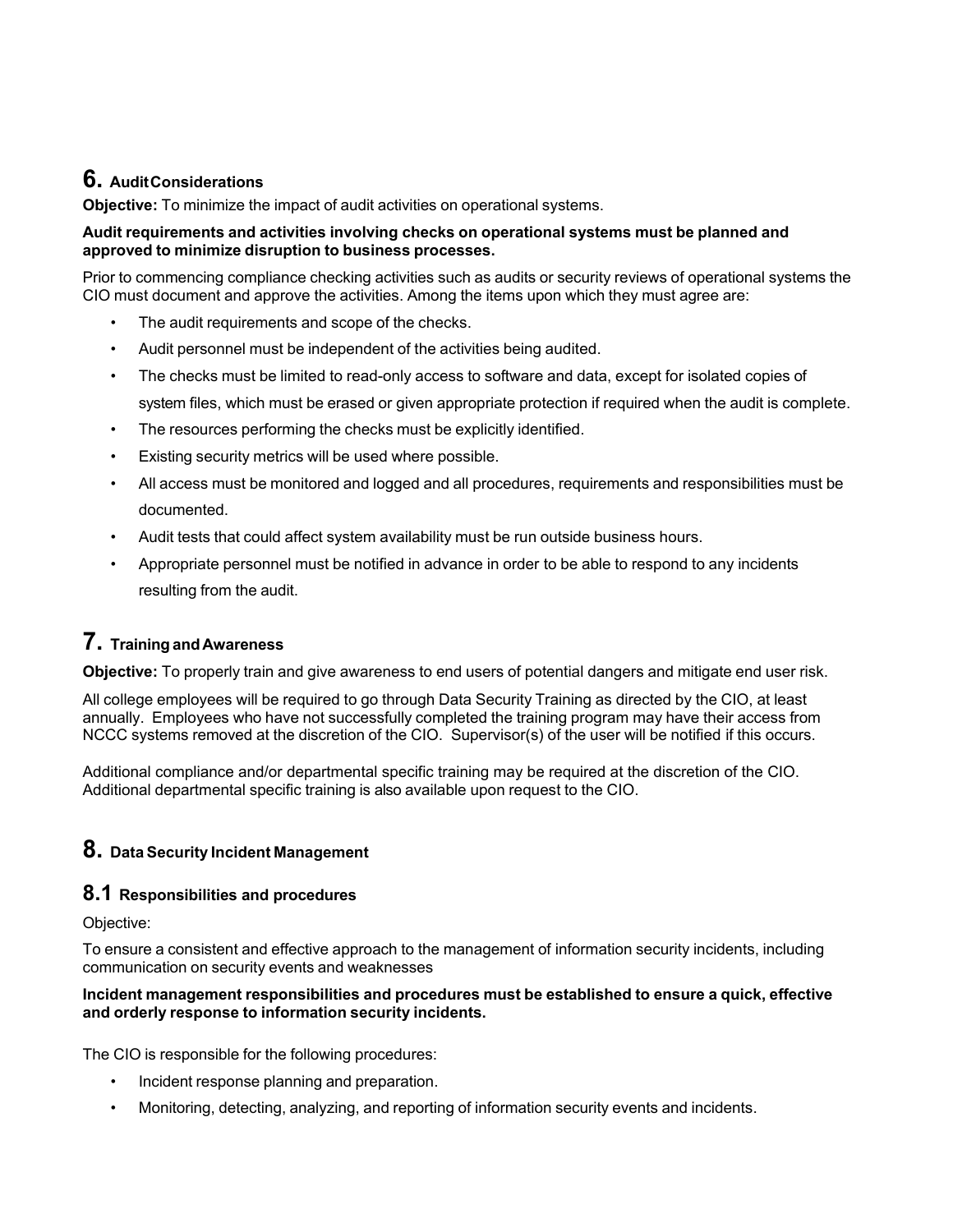## 6. Audit Considerations

**Objective:** To minimize the impact of audit activities on operational systems.

**Audit requirements and activities involving checks on operational systems must be planned and approved to minimize disruption to business processes.**

Prior to commencing compliance checking activities such as audits or security reviews of operational systems the CIO must document and approve the activities. Among the items upon which they must agree are:

- The audit requirements and scope of the checks.
- Audit personnel must be independent of the activities being audited.
- The checks must be limited to read-only access to software and data, except for isolated copies of system files, which must be erased or given appropriate protection if required when the audit is complete.
- The resources performing the checks must be explicitly identified.
- Existing security metrics will be used where possible.
- All access must be monitored and logged and all procedures, requirements and responsibilities must be documented.
- Audit tests that could affect system availability must be run outside business hours.
- Appropriate personnel must be notified in advance in order to be able to respond to any incidents resulting from the audit.

## 7. Training and Awareness

**Objective:** To properly train and give awareness to end users of potential dangers and mitigate end user risk.

All college employees will be required to go through Data Security Training as directed by the CIO, at least annually. Employees who have not successfully completed the training program may have their access from NCCC systems removed at the discretion of the CIO. Supervisor(s) of the user will be notified if this occurs.

Additional compliance and/or departmental specific training may be required at the discretion of the CIO. Additional departmental specific training is also available upon request to the CIO.

## 8. Data Security Incident Management

### 8.1 Responsibilities and procedures

Objective:

To ensure a consistent and effective approach to the management of information security incidents, including communication on security events and weaknesses

**Incident management responsibilities and procedures must be established to ensure a quick, effective and orderly response to information security incidents.**

The CIO is responsible for the following procedures:

- Incident response planning and preparation.
- Monitoring, detecting, analyzing, and reporting of information security events and incidents.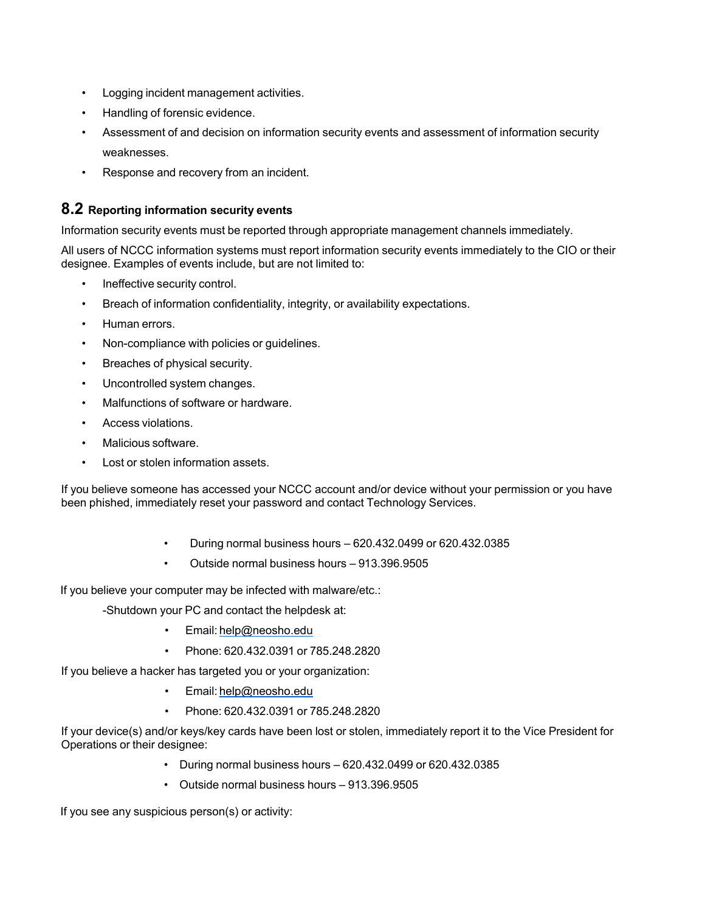- Logging incident management activities.
- Handling of forensic evidence.
- Assessment of and decision on information security events and assessment of information security weaknesses.
- Response and recovery from an incident.

## 8.2 Reporting information security events

Information security events must be reported through appropriate management channels immediately.

All users of NCCC information systems must report information security events immediately to the CIO or their designee. Examples of events include, but are not limited to:

- Ineffective security control.
- Breach of information confidentiality, integrity, or availability expectations.
- Human errors.
- Non-compliance with policies or guidelines.
- Breaches of physical security.
- Uncontrolled system changes.
- Malfunctions of software or hardware.
- Access violations.
- Malicious software.
- Lost or stolen information assets.

If you believe someone has accessed your NCCC account and/or device without your permission or you have been phished, immediately reset your password and contact Technology Services.

- During normal business hours – 620.432.0499 or 620.432.0385
- Outside normal business hours – 913.396.9505

If you believe your computer may be infected with malware/etc.:

-Shutdown your PC and contact the helpdesk at:

- Email: help@neosho.edu
- Phone: 620.432.0391 or 785.248.2820

If you believe a hacker has targeted you or your organization:

- Email: help@neosho.edu
- Phone: 620.432.0391 or 785.248.2820

If your device(s) and/or keys/key cards have been lost or stolen, immediately report it to the Vice President for Operations or their designee:

- During normal business hours – 620.432.0499 or 620.432.0385
- Outside normal business hours – 913.396.9505

If you see any suspicious person(s) or activity: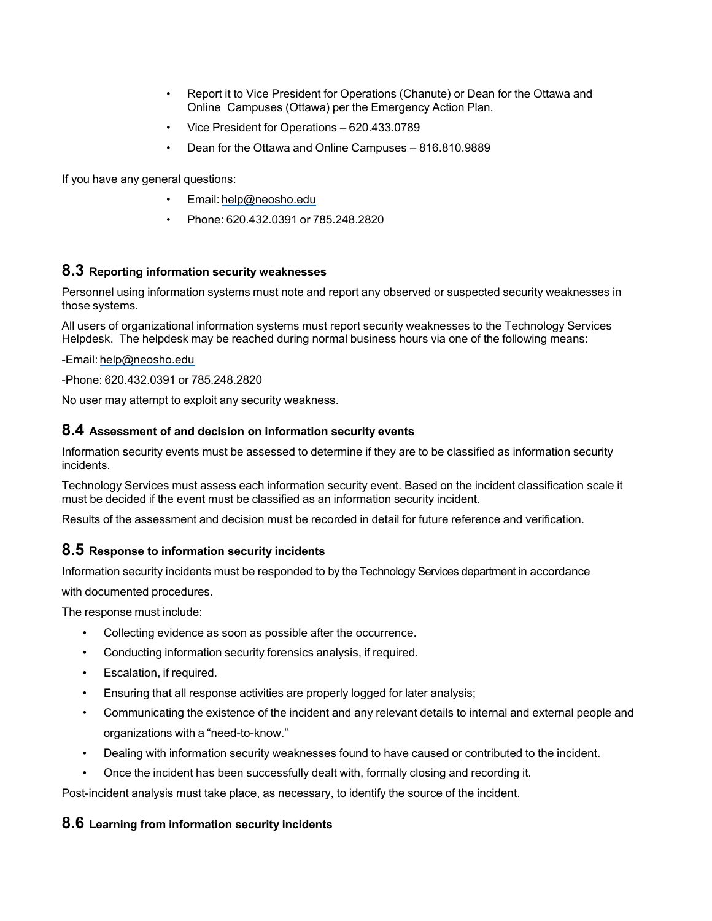- Report it to Vice President for Operations (Chanute) or Dean for the Ottawa and Online Campuses (Ottawa) per the Emergency Action Plan.
- Vice President for Operations – 620.433.0789
- Dean for the Ottawa and Online Campuses – 816.810.9889

If you have any general questions:

- Email: help@neosho.edu
- Phone: 620.432.0391 or 785.248.2820

## 8.3 Reporting information security weaknesses

Personnel using information systems must note and report any observed or suspected security weaknesses in those systems.

All users of organizational information systems must report security weaknesses to the Technology Services Helpdesk. The helpdesk may be reached during normal business hours via one of the following means:

-Email: help@neosho.edu

-Phone: 620.432.0391 or 785.248.2820

No user may attempt to exploit any security weakness.

## 8.4 Assessment of and decision on information security events

Information security events must be assessed to determine if they are to be classified as information security incidents.

Technology Services must assess each information security event. Based on the incident classification scale it must be decided if the event must be classified as an information security incident.

Results of the assessment and decision must be recorded in detail for future reference and verification.

## 8.5 Response to information security incidents

Information security incidents must be responded to by the Technology Services department in accordance with documented procedures.

The response must include:

- Collecting evidence as soon as possible after the occurrence.
- Conducting information security forensics analysis, if required.
- Escalation, if required.
- Ensuring that all response activities are properly logged for later analysis;
- Communicating the existence of the incident and any relevant details to internal and external people and organizations with a "need-to-know."
- Dealing with information security weaknesses found to have caused or contributed to the incident.
- Once the incident has been successfully dealt with, formally closing and recording it.

Post-incident analysis must take place, as necessary, to identify the source of the incident.

## 8.6 Learning from information security incidents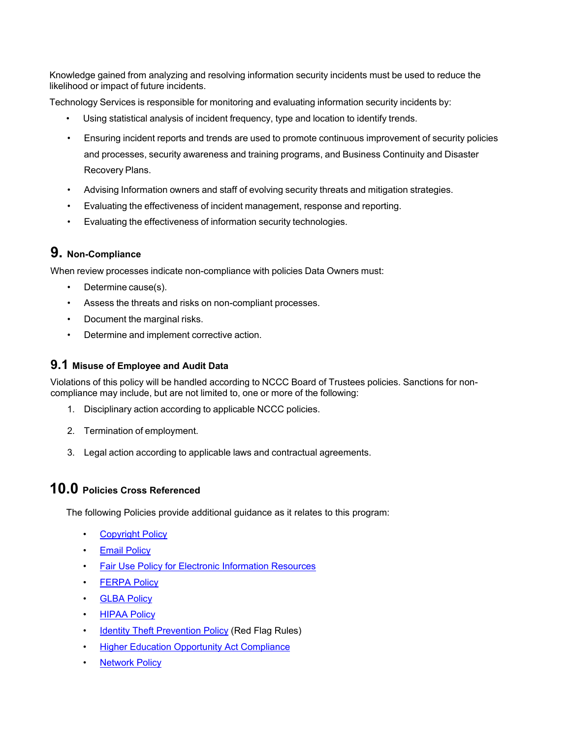Knowledge gained from analyzing and resolving information security incidents must be used to reduce the likelihood or impact of future incidents.

Technology Services is responsible for monitoring and evaluating information security incidents by:

- Using statistical analysis of incident frequency, type and location to identify trends.
- Ensuring incident reports and trends are used to promote continuous improvement of security policies and processes, security awareness and training programs, and Business Continuity and Disaster Recovery Plans.
- Advising Information owners and staff of evolving security threats and mitigation strategies.
- Evaluating the effectiveness of incident management, response and reporting.
- Evaluating the effectiveness of information security technologies.

## 9. Non-Compliance

When review processes indicate non-compliance with policies Data Owners must:

- Determine cause(s).
- Assess the threats and risks on non-compliant processes.
- Document the marginal risks.
- Determine and implement corrective action.

### 9.1 Misuse of Employee and Audit Data

Violations of this policy will be handled according to NCCC Board of Trustees policies. Sanctions for non-compliance may include, but are not limited to, one or more of the following:

1. Disciplinary action according to applicable NCCC policies.
2. Termination of employment.
3. Legal action according to applicable laws and contractual agreements.

## 10.0 Policies Cross Referenced

The following Policies provide additional guidance as it relates to this program:

- Copyright Policy
- Email Policy
- Fair Use Policy for Electronic Information Resources
- FERPA Policy
- GLBA Policy
- HIPAA Policy
- Identity Theft Prevention Policy (Red Flag Rules)
- Higher Education Opportunity Act Compliance
- Network Policy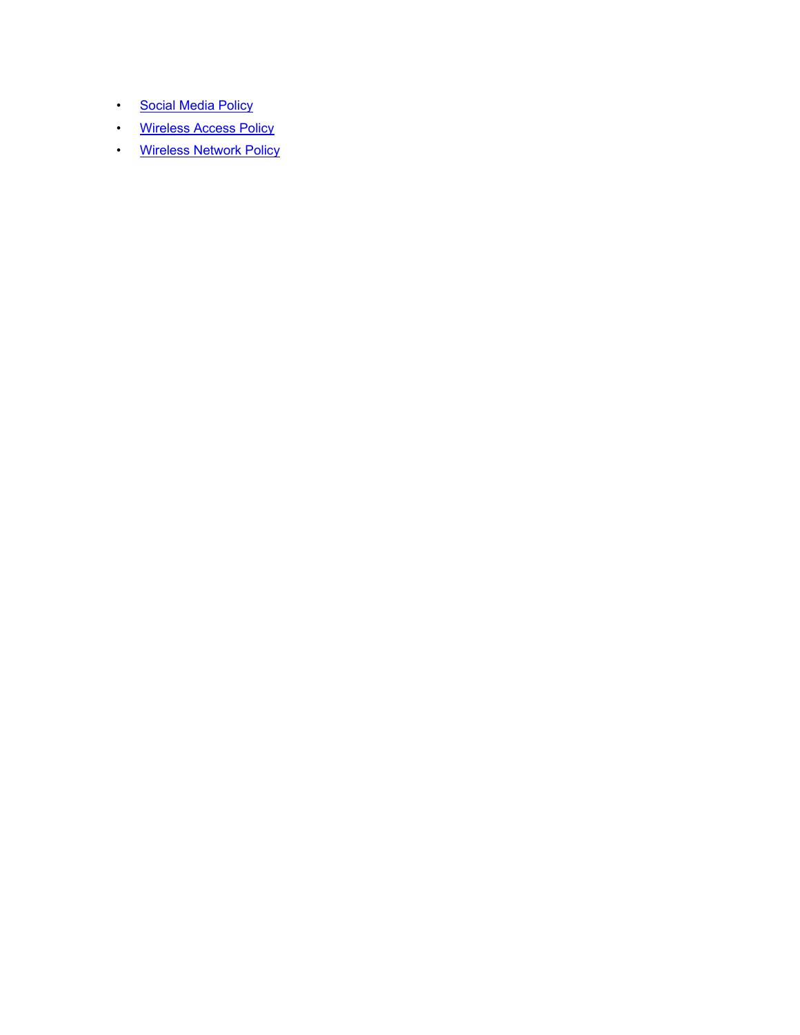- Social Media Policy
- Wireless Access Policy
- Wireless Network Policy